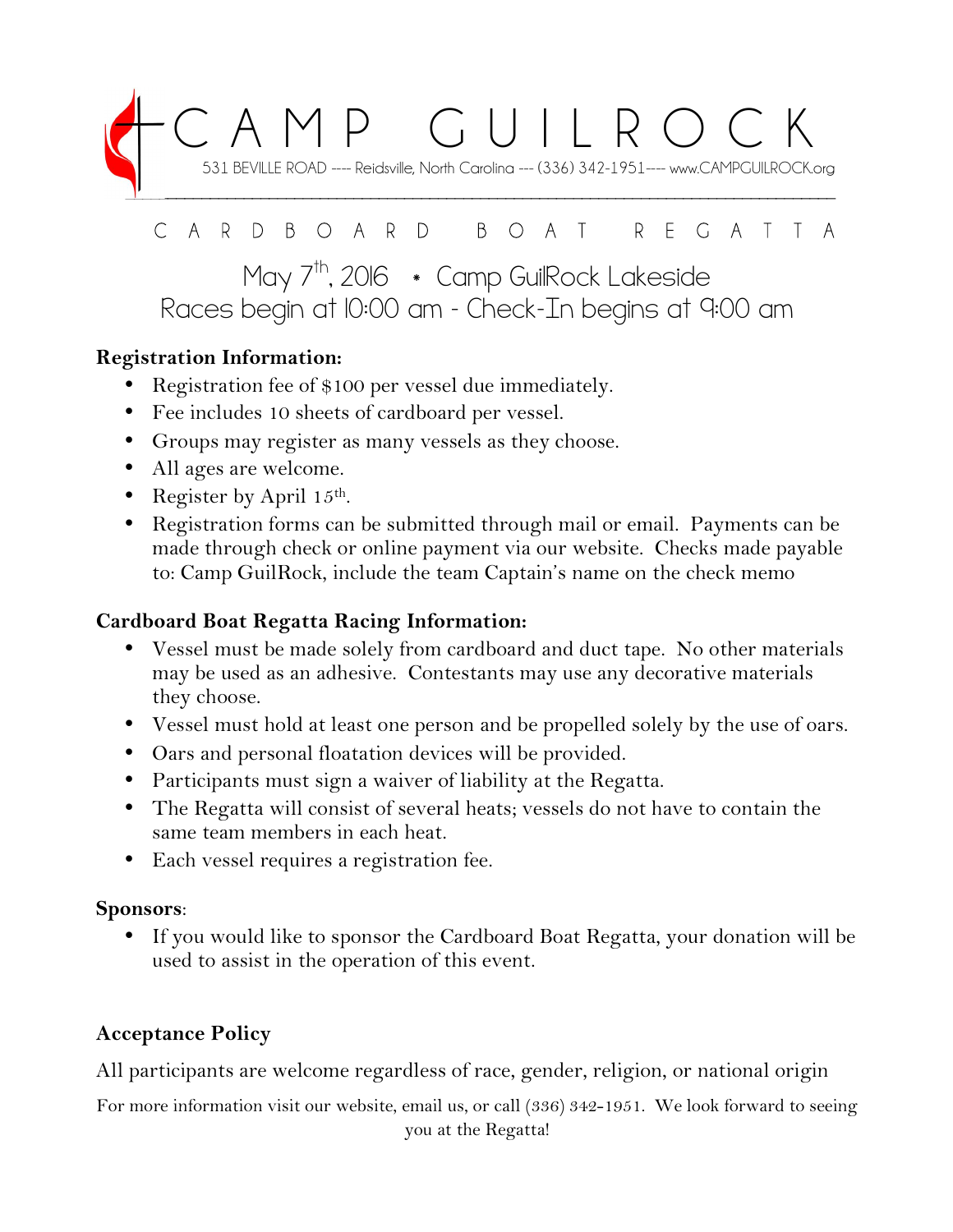# CAMP GUILROCK

531 BEVILLE ROAD ---- Reidsville, North Carolina --- (336) 342-1951---- www.CAMPGUILROCK.org

## CARDBOARD BOAT REGATTA

May 7th, 2016 * Camp GuilRock Lakeside

Races begin at 10:00 am - Check-In begins at 9:00 am

**Registration Information:**

- Registration fee of $100 per vessel due immediately.
- Fee includes 10 sheets of cardboard per vessel.
- Groups may register as many vessels as they choose.
- All ages are welcome.
- Register by April 15th.
- Registration forms can be submitted through mail or email. Payments can be made through check or online payment via our website. Checks made payable to: Camp GuilRock, include the team Captain's name on the check memo

**Cardboard Boat Regatta Racing Information:**

- Vessel must be made solely from cardboard and duct tape. No other materials may be used as an adhesive. Contestants may use any decorative materials they choose.
- Vessel must hold at least one person and be propelled solely by the use of oars.
- Oars and personal floatation devices will be provided.
- Participants must sign a waiver of liability at the Regatta.
- The Regatta will consist of several heats; vessels do not have to contain the same team members in each heat.
- Each vessel requires a registration fee.

**Sponsors**:

- If you would like to sponsor the Cardboard Boat Regatta, your donation will be used to assist in the operation of this event.

**Acceptance Policy**

All participants are welcome regardless of race, gender, religion, or national origin

For more information visit our website, email us, or call (336) 342-1951. We look forward to seeing you at the Regatta!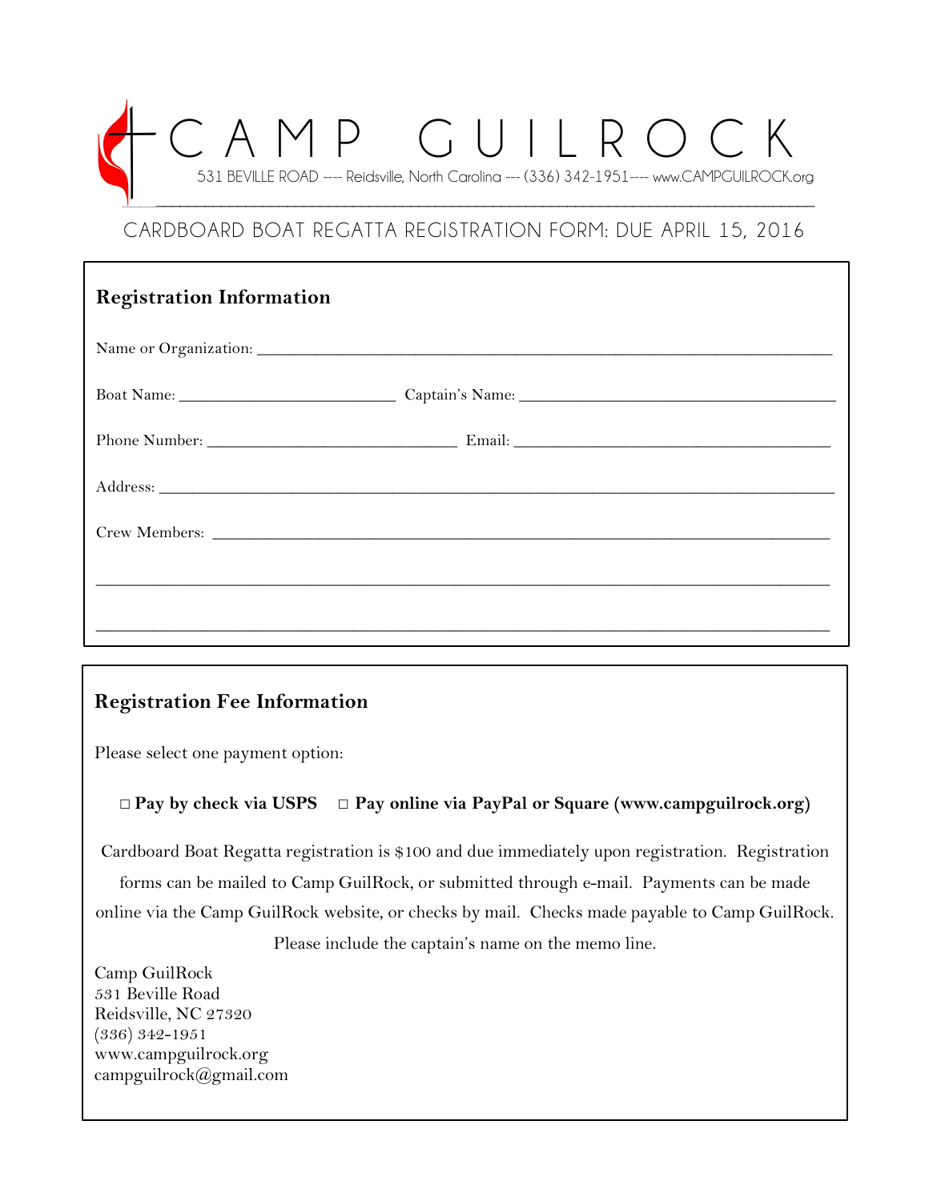# CAMP GUILROCK

531 BEVILLE ROAD ---- Reidsville, North Carolina --- (336) 342-1951---- www.CAMPGUILROCK.org

## CARDBOARD BOAT REGATTA REGISTRATION FORM: DUE APRIL 15, 2016

### Registration Information

Name or Organization: ______________________________________________

Boat Name: ____________________ Captain's Name: ____________________________

Phone Number: ______________________ Email: _____________________________

Address: ___________________________________________________________

Crew Members: ______________________________________________________

____________________________________________________________________

____________________________________________________________________

### Registration Fee Information

Please select one payment option:

□ **Pay by check via USPS** □ **Pay online via PayPal or Square (www.campguilrock.org)**

Cardboard Boat Regatta registration is $100 and due immediately upon registration. Registration forms can be mailed to Camp GuilRock, or submitted through e-mail. Payments can be made online via the Camp GuilRock website, or checks by mail. Checks made payable to Camp GuilRock. Please include the captain's name on the memo line.

Camp GuilRock
531 Beville Road
Reidsville, NC 27320
(336) 342-1951
www.campguilrock.org
campguilrock@gmail.com